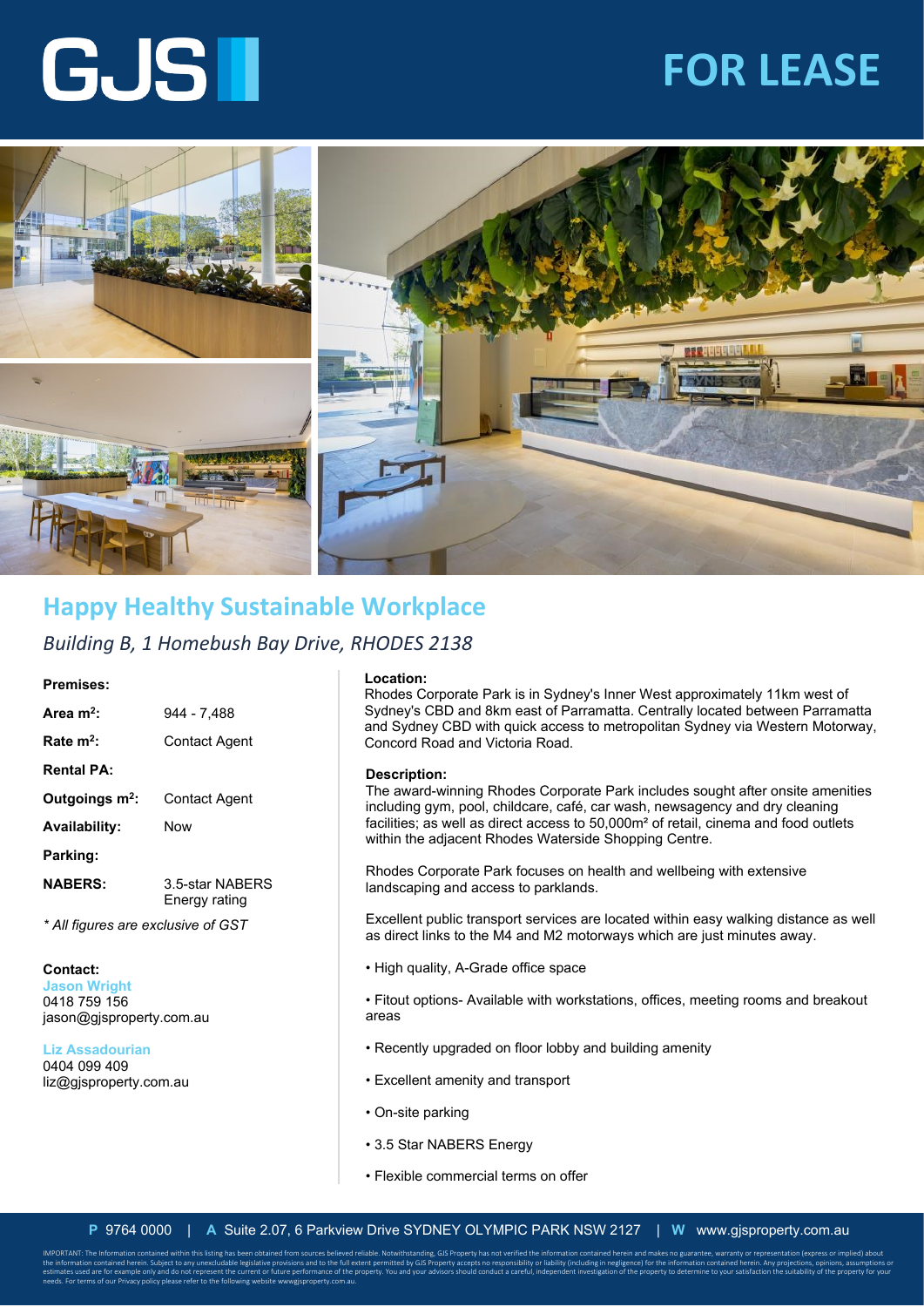GJS

# FOR LEASE

## Happy Healthy Sustainable Workplace

*Building B, 1 Homebush Bay Drive, RHODES 2138*

**Premises:**

| | |
|---|---|
| **Area m²:** | 944 - 7,488 |
| **Rate m²:** | Contact Agent |
| **Rental PA:** | |
| **Outgoings m²:** | Contact Agent |
| **Availability:** | Now |
| **Parking:** | |
| **NABERS:** | 3.5-star NABERS Energy rating |

*\* All figures are exclusive of GST*

**Contact:**

**Jason Wright**
0418 759 156
jason@gjsproperty.com.au

**Liz Assadourian**
0404 099 409
liz@gjsproperty.com.au

**Location:**

Rhodes Corporate Park is in Sydney's Inner West approximately 11km west of Sydney's CBD and 8km east of Parramatta. Centrally located between Parramatta and Sydney CBD with quick access to metropolitan Sydney via Western Motorway, Concord Road and Victoria Road.

**Description:**

The award-winning Rhodes Corporate Park includes sought after onsite amenities including gym, pool, childcare, café, car wash, newsagency and dry cleaning facilities; as well as direct access to 50,000m² of retail, cinema and food outlets within the adjacent Rhodes Waterside Shopping Centre.

Rhodes Corporate Park focuses on health and wellbeing with extensive landscaping and access to parklands.

Excellent public transport services are located within easy walking distance as well as direct links to the M4 and M2 motorways which are just minutes away.

- High quality, A-Grade office space
- Fitout options- Available with workstations, offices, meeting rooms and breakout areas
- Recently upgraded on floor lobby and building amenity
- Excellent amenity and transport
- On-site parking
- 3.5 Star NABERS Energy
- Flexible commercial terms on offer

**P** 9764 0000 | **A** Suite 2.07, 6 Parkview Drive SYDNEY OLYMPIC PARK NSW 2127 | **W** www.gjsproperty.com.au

IMPORTANT: The Information contained within this listing has been obtained from sources believed reliable. Notwithstanding, GJS Property has not verified the information contained herein and makes no guarantee, warranty or representation (express or implied) about the information contained herein. Subject to any unexcludable legislative provisions and to the full extent permitted by GJS Property accepts no responsibility or liability (including in negligence) for the information contained herein. Any projections, opinions, assumptions or estimates used are for example only and do not represent the current or future performance of the property. You and your advisors should conduct a careful, independent investigation of the property to determine to your satisfaction the suitability of the property for your needs. For terms of our Privacy policy please refer to the following website wwwgjsproperty.com.au.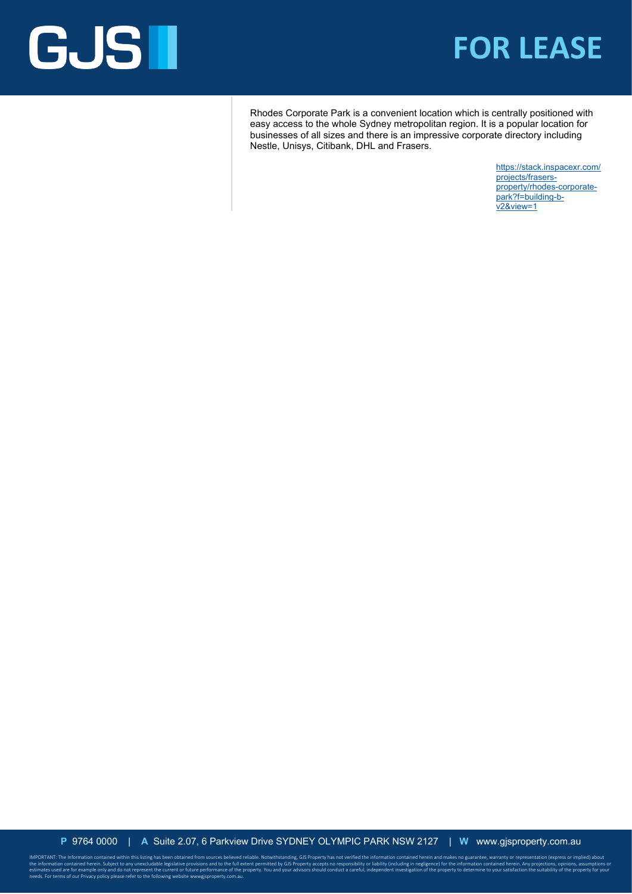# FOR LEASE

Rhodes Corporate Park is a convenient location which is centrally positioned with easy access to the whole Sydney metropolitan region. It is a popular location for businesses of all sizes and there is an impressive corporate directory including Nestle, Unisys, Citibank, DHL and Frasers.

https://stack.inspacexr.com/projects/frasers-property/rhodes-corporate-park?f=building-b-v2&view=1

**P** 9764 0000 | **A** Suite 2.07, 6 Parkview Drive SYDNEY OLYMPIC PARK NSW 2127 | **W** www.gjsproperty.com.au

IMPORTANT: The Information contained within this listing has been obtained from sources believed reliable. Notwithstanding, GJS Property has not verified the information contained herein and makes no guarantee, warranty or representation (express or implied) about the information contained herein. Subject to any unexcludable legislative provisions and to the full extent permitted by GJS Property accepts no responsibility or liability (including in negligence) for the information contained herein. Any projections, opinions, assumptions or estimates used are for example only and do not represent the current or future performance of the property. You and your advisors should conduct a careful, independent investigation of the property to determine to your satisfaction the suitability of the property for your needs. For terms of our Privacy policy please refer to the following website wwwgjsproperty.com.au.